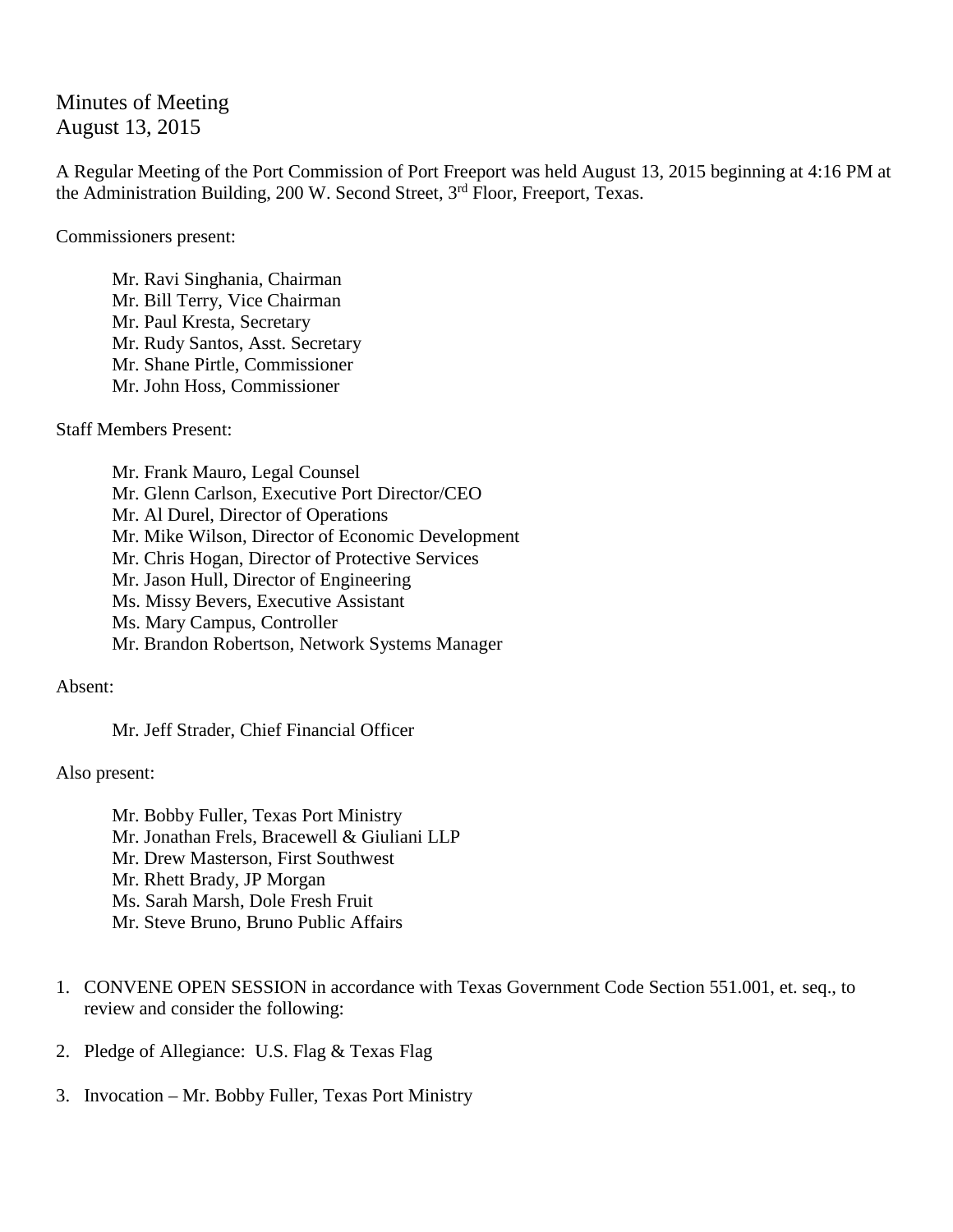# Minutes of Meeting
August 13, 2015

A Regular Meeting of the Port Commission of Port Freeport was held August 13, 2015 beginning at 4:16 PM at the Administration Building, 200 W. Second Street, 3rd Floor, Freeport, Texas.

Commissioners present:

> Mr. Ravi Singhania, Chairman
> Mr. Bill Terry, Vice Chairman
> Mr. Paul Kresta, Secretary
> Mr. Rudy Santos, Asst. Secretary
> Mr. Shane Pirtle, Commissioner
> Mr. John Hoss, Commissioner

Staff Members Present:

> Mr. Frank Mauro, Legal Counsel
> Mr. Glenn Carlson, Executive Port Director/CEO
> Mr. Al Durel, Director of Operations
> Mr. Mike Wilson, Director of Economic Development
> Mr. Chris Hogan, Director of Protective Services
> Mr. Jason Hull, Director of Engineering
> Ms. Missy Bevers, Executive Assistant
> Ms. Mary Campus, Controller
> Mr. Brandon Robertson, Network Systems Manager

Absent:

> Mr. Jeff Strader, Chief Financial Officer

Also present:

> Mr. Bobby Fuller, Texas Port Ministry
> Mr. Jonathan Frels, Bracewell & Giuliani LLP
> Mr. Drew Masterson, First Southwest
> Mr. Rhett Brady, JP Morgan
> Ms. Sarah Marsh, Dole Fresh Fruit
> Mr. Steve Bruno, Bruno Public Affairs

1. CONVENE OPEN SESSION in accordance with Texas Government Code Section 551.001, et. seq., to review and consider the following:

2. Pledge of Allegiance: U.S. Flag & Texas Flag

3. Invocation – Mr. Bobby Fuller, Texas Port Ministry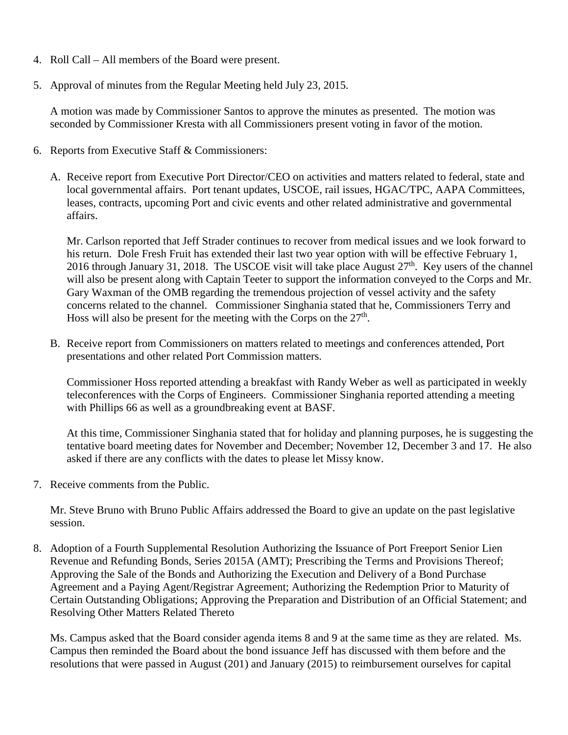4. Roll Call – All members of the Board were present.

5. Approval of minutes from the Regular Meeting held July 23, 2015.

   A motion was made by Commissioner Santos to approve the minutes as presented. The motion was seconded by Commissioner Kresta with all Commissioners present voting in favor of the motion.

6. Reports from Executive Staff & Commissioners:

   A. Receive report from Executive Port Director/CEO on activities and matters related to federal, state and local governmental affairs. Port tenant updates, USCOE, rail issues, HGAC/TPC, AAPA Committees, leases, contracts, upcoming Port and civic events and other related administrative and governmental affairs.

      Mr. Carlson reported that Jeff Strader continues to recover from medical issues and we look forward to his return. Dole Fresh Fruit has extended their last two year option with will be effective February 1, 2016 through January 31, 2018. The USCOE visit will take place August 27th. Key users of the channel will also be present along with Captain Teeter to support the information conveyed to the Corps and Mr. Gary Waxman of the OMB regarding the tremendous projection of vessel activity and the safety concerns related to the channel. Commissioner Singhania stated that he, Commissioners Terry and Hoss will also be present for the meeting with the Corps on the 27th.

   B. Receive report from Commissioners on matters related to meetings and conferences attended, Port presentations and other related Port Commission matters.

      Commissioner Hoss reported attending a breakfast with Randy Weber as well as participated in weekly teleconferences with the Corps of Engineers. Commissioner Singhania reported attending a meeting with Phillips 66 as well as a groundbreaking event at BASF.

      At this time, Commissioner Singhania stated that for holiday and planning purposes, he is suggesting the tentative board meeting dates for November and December; November 12, December 3 and 17. He also asked if there are any conflicts with the dates to please let Missy know.

7. Receive comments from the Public.

   Mr. Steve Bruno with Bruno Public Affairs addressed the Board to give an update on the past legislative session.

8. Adoption of a Fourth Supplemental Resolution Authorizing the Issuance of Port Freeport Senior Lien Revenue and Refunding Bonds, Series 2015A (AMT); Prescribing the Terms and Provisions Thereof; Approving the Sale of the Bonds and Authorizing the Execution and Delivery of a Bond Purchase Agreement and a Paying Agent/Registrar Agreement; Authorizing the Redemption Prior to Maturity of Certain Outstanding Obligations; Approving the Preparation and Distribution of an Official Statement; and Resolving Other Matters Related Thereto

   Ms. Campus asked that the Board consider agenda items 8 and 9 at the same time as they are related. Ms. Campus then reminded the Board about the bond issuance Jeff has discussed with them before and the resolutions that were passed in August (201) and January (2015) to reimbursement ourselves for capital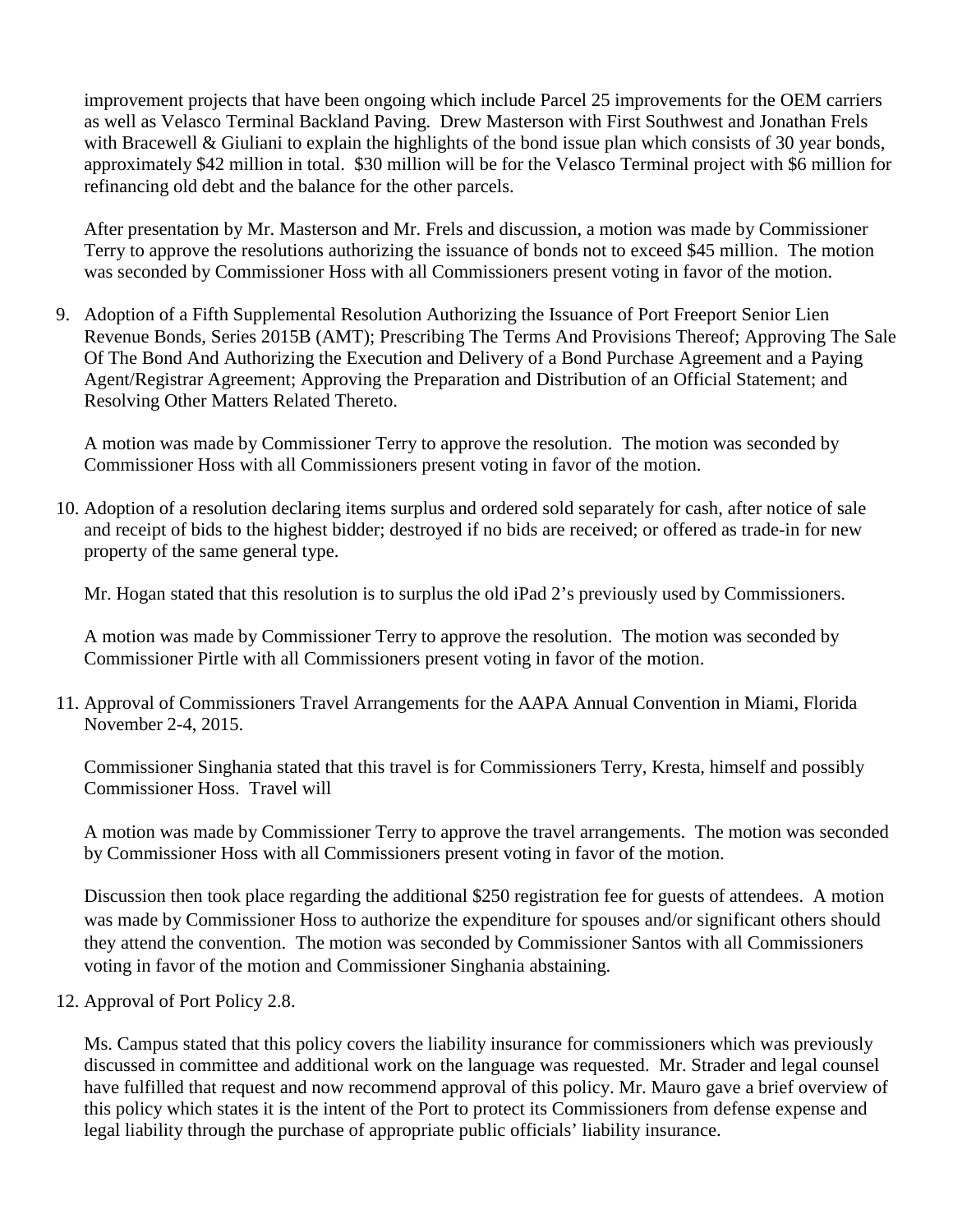improvement projects that have been ongoing which include Parcel 25 improvements for the OEM carriers as well as Velasco Terminal Backland Paving. Drew Masterson with First Southwest and Jonathan Frels with Bracewell & Giuliani to explain the highlights of the bond issue plan which consists of 30 year bonds, approximately $42 million in total. $30 million will be for the Velasco Terminal project with $6 million for refinancing old debt and the balance for the other parcels.

After presentation by Mr. Masterson and Mr. Frels and discussion, a motion was made by Commissioner Terry to approve the resolutions authorizing the issuance of bonds not to exceed $45 million. The motion was seconded by Commissioner Hoss with all Commissioners present voting in favor of the motion.

9. Adoption of a Fifth Supplemental Resolution Authorizing the Issuance of Port Freeport Senior Lien Revenue Bonds, Series 2015B (AMT); Prescribing The Terms And Provisions Thereof; Approving The Sale Of The Bond And Authorizing the Execution and Delivery of a Bond Purchase Agreement and a Paying Agent/Registrar Agreement; Approving the Preparation and Distribution of an Official Statement; and Resolving Other Matters Related Thereto.

   A motion was made by Commissioner Terry to approve the resolution. The motion was seconded by Commissioner Hoss with all Commissioners present voting in favor of the motion.

10. Adoption of a resolution declaring items surplus and ordered sold separately for cash, after notice of sale and receipt of bids to the highest bidder; destroyed if no bids are received; or offered as trade-in for new property of the same general type.

    Mr. Hogan stated that this resolution is to surplus the old iPad 2's previously used by Commissioners.

    A motion was made by Commissioner Terry to approve the resolution. The motion was seconded by Commissioner Pirtle with all Commissioners present voting in favor of the motion.

11. Approval of Commissioners Travel Arrangements for the AAPA Annual Convention in Miami, Florida November 2-4, 2015.

    Commissioner Singhania stated that this travel is for Commissioners Terry, Kresta, himself and possibly Commissioner Hoss. Travel will

    A motion was made by Commissioner Terry to approve the travel arrangements. The motion was seconded by Commissioner Hoss with all Commissioners present voting in favor of the motion.

    Discussion then took place regarding the additional $250 registration fee for guests of attendees. A motion was made by Commissioner Hoss to authorize the expenditure for spouses and/or significant others should they attend the convention. The motion was seconded by Commissioner Santos with all Commissioners voting in favor of the motion and Commissioner Singhania abstaining.

12. Approval of Port Policy 2.8.

    Ms. Campus stated that this policy covers the liability insurance for commissioners which was previously discussed in committee and additional work on the language was requested. Mr. Strader and legal counsel have fulfilled that request and now recommend approval of this policy. Mr. Mauro gave a brief overview of this policy which states it is the intent of the Port to protect its Commissioners from defense expense and legal liability through the purchase of appropriate public officials' liability insurance.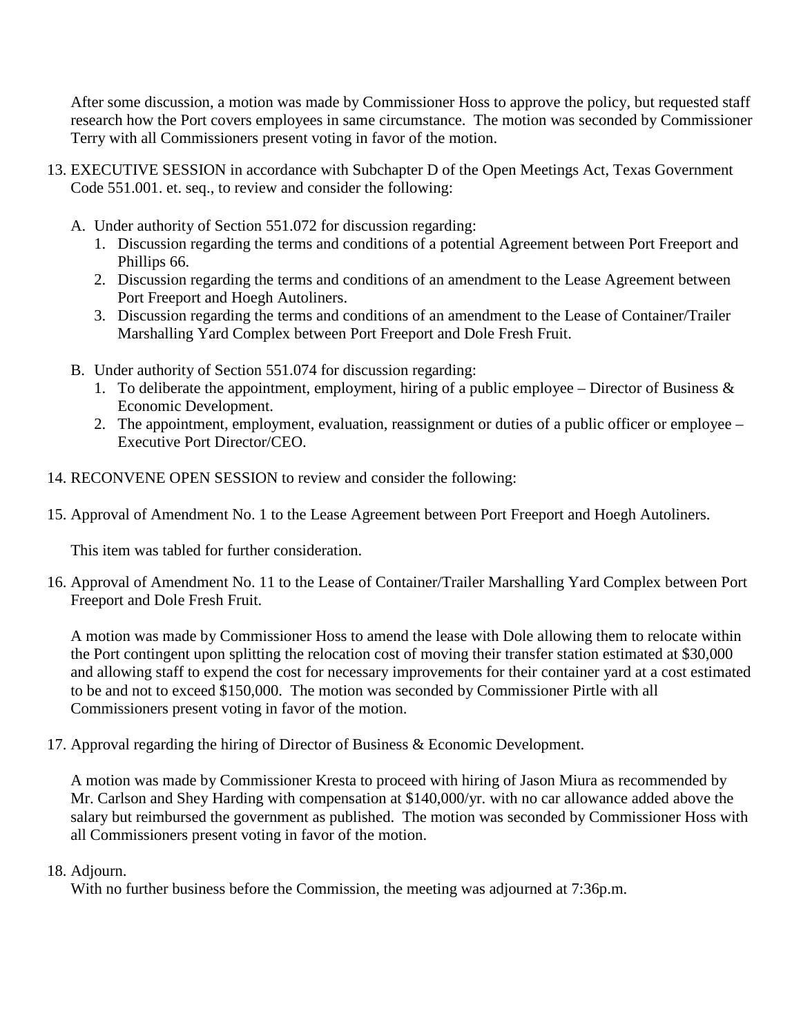After some discussion, a motion was made by Commissioner Hoss to approve the policy, but requested staff research how the Port covers employees in same circumstance. The motion was seconded by Commissioner Terry with all Commissioners present voting in favor of the motion.

13. EXECUTIVE SESSION in accordance with Subchapter D of the Open Meetings Act, Texas Government Code 551.001. et. seq., to review and consider the following:

    A. Under authority of Section 551.072 for discussion regarding:
        1. Discussion regarding the terms and conditions of a potential Agreement between Port Freeport and Phillips 66.
        2. Discussion regarding the terms and conditions of an amendment to the Lease Agreement between Port Freeport and Hoegh Autoliners.
        3. Discussion regarding the terms and conditions of an amendment to the Lease of Container/Trailer Marshalling Yard Complex between Port Freeport and Dole Fresh Fruit.

    B. Under authority of Section 551.074 for discussion regarding:
        1. To deliberate the appointment, employment, hiring of a public employee – Director of Business & Economic Development.
        2. The appointment, employment, evaluation, reassignment or duties of a public officer or employee – Executive Port Director/CEO.

14. RECONVENE OPEN SESSION to review and consider the following:

15. Approval of Amendment No. 1 to the Lease Agreement between Port Freeport and Hoegh Autoliners.

    This item was tabled for further consideration.

16. Approval of Amendment No. 11 to the Lease of Container/Trailer Marshalling Yard Complex between Port Freeport and Dole Fresh Fruit.

    A motion was made by Commissioner Hoss to amend the lease with Dole allowing them to relocate within the Port contingent upon splitting the relocation cost of moving their transfer station estimated at $30,000 and allowing staff to expend the cost for necessary improvements for their container yard at a cost estimated to be and not to exceed $150,000. The motion was seconded by Commissioner Pirtle with all Commissioners present voting in favor of the motion.

17. Approval regarding the hiring of Director of Business & Economic Development.

    A motion was made by Commissioner Kresta to proceed with hiring of Jason Miura as recommended by Mr. Carlson and Shey Harding with compensation at $140,000/yr. with no car allowance added above the salary but reimbursed the government as published. The motion was seconded by Commissioner Hoss with all Commissioners present voting in favor of the motion.

18. Adjourn.
    With no further business before the Commission, the meeting was adjourned at 7:36p.m.